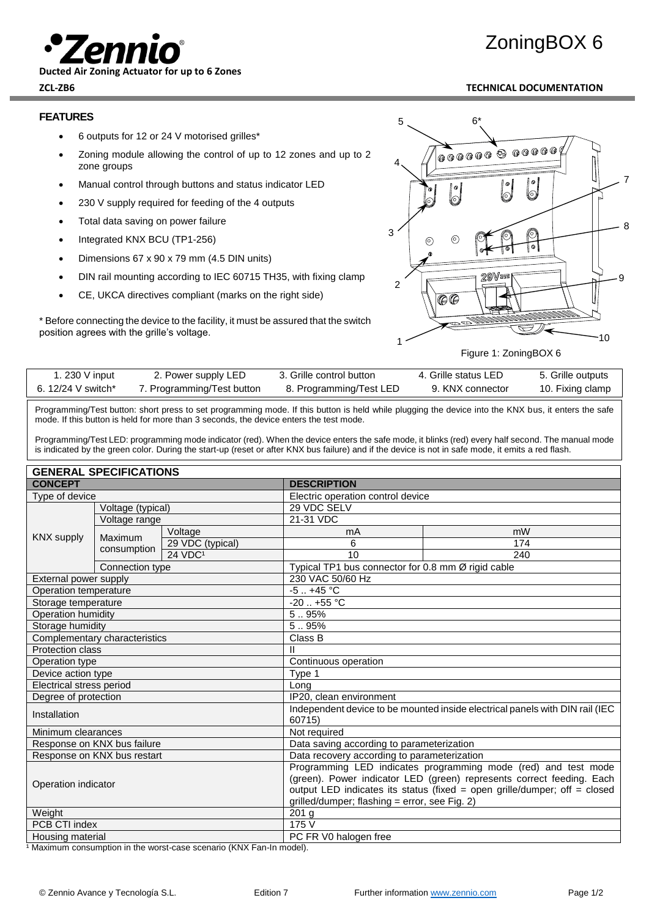# ZoningBOX 6

**Ducted Air Zoning Actuator for up to 6 Zones**

**ZCL-ZB6**

**TECHNICAL DOCUMENTATION**

## FEATURES

- 6 outputs for 12 or 24 V motorised grilles*
- Zoning module allowing the control of up to 12 zones and up to 2 zone groups
- Manual control through buttons and status indicator LED
- 230 V supply required for feeding of the 4 outputs
- Total data saving on power failure
- Integrated KNX BCU (TP1-256)
- Dimensions 67 x 90 x 79 mm (4.5 DIN units)
- DIN rail mounting according to IEC 60715 TH35, with fixing clamp
- CE, UKCA directives compliant (marks on the right side)

\* Before connecting the device to the facility, it must be assured that the switch position agrees with the grille's voltage.

Figure 1: ZoningBOX 6

| 1. 230 V input | 2. Power supply LED | 3. Grille control button | 4. Grille status LED | 5. Grille outputs |
|---|---|---|---|---|
| 6. 12/24 V switch* | 7. Programming/Test button | 8. Programming/Test LED | 9. KNX connector | 10. Fixing clamp |

Programming/Test button: short press to set programming mode. If this button is held while plugging the device into the KNX bus, it enters the safe mode. If this button is held for more than 3 seconds, the device enters the test mode.

Programming/Test LED: programming mode indicator (red). When the device enters the safe mode, it blinks (red) every half second. The manual mode is indicated by the green color. During the start-up (reset or after KNX bus failure) and if the device is not in safe mode, it emits a red flash.

## GENERAL SPECIFICATIONS

| CONCEPT | | | DESCRIPTION | |
|---|---|---|---|---|
| Type of device | | | Electric operation control device | |
| KNX supply | Voltage (typical) | | 29 VDC SELV | |
| | Voltage range | | 21-31 VDC | |
| | Maximum consumption | Voltage | mA | mW |
| | | 29 VDC (typical) | 6 | 174 |
| | | 24 VDC[1] | 10 | 240 |
| | Connection type | | Typical TP1 bus connector for 0.8 mm Ø rigid cable | |
| External power supply | | | 230 VAC 50/60 Hz | |
| Operation temperature | | | -5 .. +45 °C | |
| Storage temperature | | | -20 .. +55 °C | |
| Operation humidity | | | 5 .. 95% | |
| Storage humidity | | | 5 .. 95% | |
| Complementary characteristics | | | Class B | |
| Protection class | | | II | |
| Operation type | | | Continuous operation | |
| Device action type | | | Type 1 | |
| Electrical stress period | | | Long | |
| Degree of protection | | | IP20, clean environment | |
| Installation | | | Independent device to be mounted inside electrical panels with DIN rail (IEC 60715) | |
| Minimum clearances | | | Not required | |
| Response on KNX bus failure | | | Data saving according to parameterization | |
| Response on KNX bus restart | | | Data recovery according to parameterization | |
| Operation indicator | | | Programming LED indicates programming mode (red) and test mode (green). Power indicator LED (green) represents correct feeding. Each output LED indicates its status (fixed = open grille/dumper; off = closed grilled/dumper; flashing = error, see Fig. 2) | |
| Weight | | | 201 g | |
| PCB CTI index | | | 175 V | |
| Housing material | | | PC FR V0 halogen free | |

[1] Maximum consumption in the worst-case scenario (KNX Fan-In model).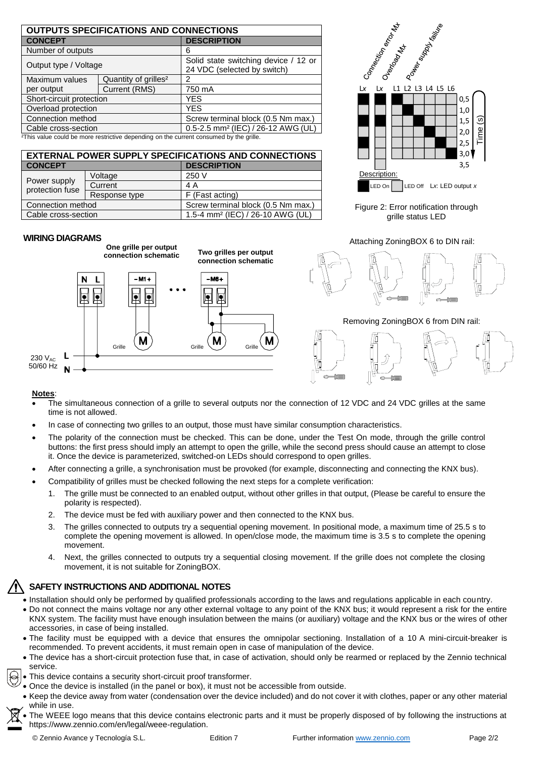| OUTPUTS SPECIFICATIONS AND CONNECTIONS | | |
|---|---|---|
| **CONCEPT** | | **DESCRIPTION** |
| Number of outputs | | 6 |
| Output type / Voltage | | Solid state switching device / 12 or 24 VDC (selected by switch) |
| Maximum values per output | Quantity of grilles[2] | 2 |
| | Current (RMS) | 750 mA |
| Short-circuit protection | | YES |
| Overload protection | | YES |
| Connection method | | Screw terminal block (0.5 Nm max.) |
| Cable cross-section | | 0.5-2.5 mm² (IEC) / 26-12 AWG (UL) |

[2]This value could be more restrictive depending on the current consumed by the grille.

| EXTERNAL POWER SUPPLY SPECIFICATIONS AND CONNECTIONS | | |
|---|---|---|
| **CONCEPT** | | **DESCRIPTION** |
| Power supply protection fuse | Voltage | 250 V |
| | Current | 4 A |
| | Response type | F (Fast acting) |
| Connection method | | Screw terminal block (0.5 Nm max.) |
| Cable cross-section | | 1.5-4 mm² (IEC) / 26-10 AWG (UL) |

Connection error Mx
Overload Mx
Power supply failure
Lx Lx L1 L2 L3 L4 L5 L6
0,5 1,0 1,5 2,0 2,5 3,0 3,5
Time (s)
Description: LED On LED Off Lx: LED output x

Figure 2: Error notification through grille status LED

## WIRING DIAGRAMS

One grille per output connection schematic
Two grilles per output connection schematic
N L
-M1+
-M6+
Grille M
Grille M
Grille M
230 $V_{AC}$ 50/60 Hz
L
N

Attaching ZoningBOX 6 to DIN rail:

Removing ZoningBOX 6 from DIN rail:

**Notes**:

- The simultaneous connection of a grille to several outputs nor the connection of 12 VDC and 24 VDC grilles at the same time is not allowed.
- In case of connecting two grilles to an output, those must have similar consumption characteristics.
- The polarity of the connection must be checked. This can be done, under the Test On mode, through the grille control buttons: the first press should imply an attempt to open the grille, while the second press should cause an attempt to close it. Once the device is parameterized, switched-on LEDs should correspond to open grilles.
- After connecting a grille, a synchronisation must be provoked (for example, disconnecting and connecting the KNX bus).
- Compatibility of grilles must be checked following the next steps for a complete verification:
  1. The grille must be connected to an enabled output, without other grilles in that output, (Please be careful to ensure the polarity is respected).
  2. The device must be fed with auxiliary power and then connected to the KNX bus.
  3. The grilles connected to outputs try a sequential opening movement. In positional mode, a maximum time of 25.5 s to complete the opening movement is allowed. In open/close mode, the maximum time is 3.5 s to complete the opening movement.
  4. Next, the grilles connected to outputs try a sequential closing movement. If the grille does not complete the closing movement, it is not suitable for ZoningBOX.

## SAFETY INSTRUCTIONS AND ADDITIONAL NOTES

- Installation should only be performed by qualified professionals according to the laws and regulations applicable in each country.
- Do not connect the mains voltage nor any other external voltage to any point of the KNX bus; it would represent a risk for the entire KNX system. The facility must have enough insulation between the mains (or auxiliary) voltage and the KNX bus or the wires of other accessories, in case of being installed.
- The facility must be equipped with a device that ensures the omnipolar sectioning. Installation of a 10 A mini-circuit-breaker is recommended. To prevent accidents, it must remain open in case of manipulation of the device.
- The device has a short-circuit protection fuse that, in case of activation, should only be rearmed or replaced by the Zennio technical service.
- This device contains a security short-circuit proof transformer.
- Once the device is installed (in the panel or box), it must not be accessible from outside.
- Keep the device away from water (condensation over the device included) and do not cover it with clothes, paper or any other material while in use.
- The WEEE logo means that this device contains electronic parts and it must be properly disposed of by following the instructions at https://www.zennio.com/en/legal/weee-regulation.

© Zennio Avance y Tecnología S.L. Edition 7 Further information www.zennio.com